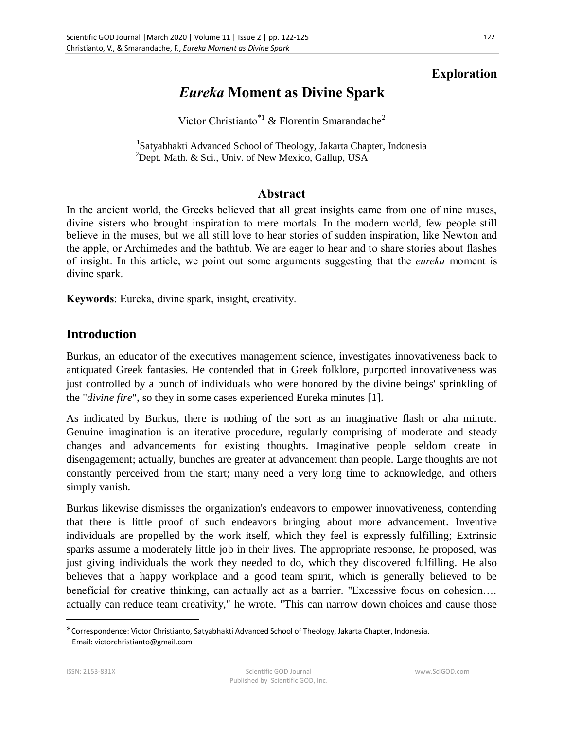**Exploration**

# *Eureka* Moment as Divine Spark

Victor Christianto[*1] & Florentin Smarandache[2]

[1]Satyabhakti Advanced School of Theology, Jakarta Chapter, Indonesia
[2]Dept. Math. & Sci., Univ. of New Mexico, Gallup, USA

## Abstract

In the ancient world, the Greeks believed that all great insights came from one of nine muses, divine sisters who brought inspiration to mere mortals. In the modern world, few people still believe in the muses, but we all still love to hear stories of sudden inspiration, like Newton and the apple, or Archimedes and the bathtub. We are eager to hear and to share stories about flashes of insight. In this article, we point out some arguments suggesting that the *eureka* moment is divine spark.

**Keywords**: Eureka, divine spark, insight, creativity.

## Introduction

Burkus, an educator of the executives management science, investigates innovativeness back to antiquated Greek fantasies. He contended that in Greek folklore, purported innovativeness was just controlled by a bunch of individuals who were honored by the divine beings' sprinkling of the "*divine fire*", so they in some cases experienced Eureka minutes [1].

As indicated by Burkus, there is nothing of the sort as an imaginative flash or aha minute. Genuine imagination is an iterative procedure, regularly comprising of moderate and steady changes and advancements for existing thoughts. Imaginative people seldom create in disengagement; actually, bunches are greater at advancement than people. Large thoughts are not constantly perceived from the start; many need a very long time to acknowledge, and others simply vanish.

Burkus likewise dismisses the organization's endeavors to empower innovativeness, contending that there is little proof of such endeavors bringing about more advancement. Inventive individuals are propelled by the work itself, which they feel is expressly fulfilling; Extrinsic sparks assume a moderately little job in their lives. The appropriate response, he proposed, was just giving individuals the work they needed to do, which they discovered fulfilling. He also believes that a happy workplace and a good team spirit, which is generally believed to be beneficial for creative thinking, can actually act as a barrier. "Excessive focus on cohesion…. actually can reduce team creativity," he wrote. "This can narrow down choices and cause those

---

*Correspondence: Victor Christianto, Satyabhakti Advanced School of Theology, Jakarta Chapter, Indonesia. Email: victorchristianto@gmail.com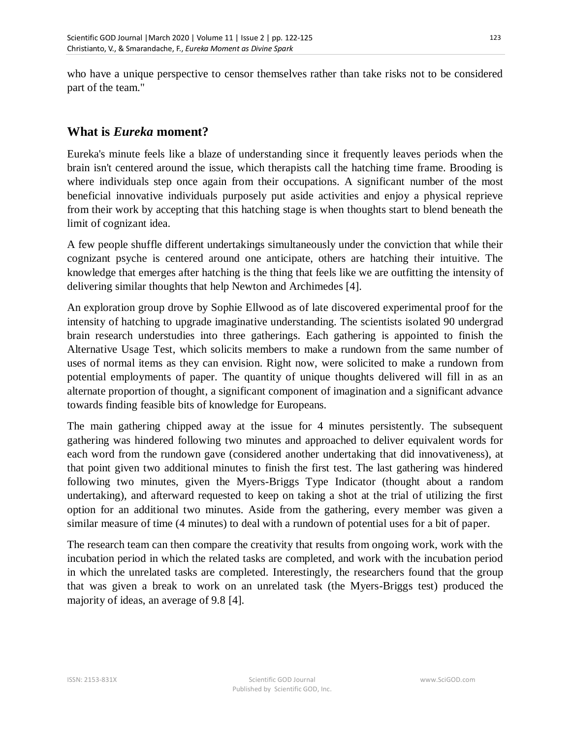who have a unique perspective to censor themselves rather than take risks not to be considered part of the team."

## What is *Eureka* moment?

Eureka's minute feels like a blaze of understanding since it frequently leaves periods when the brain isn't centered around the issue, which therapists call the hatching time frame. Brooding is where individuals step once again from their occupations. A significant number of the most beneficial innovative individuals purposely put aside activities and enjoy a physical reprieve from their work by accepting that this hatching stage is when thoughts start to blend beneath the limit of cognizant idea.

A few people shuffle different undertakings simultaneously under the conviction that while their cognizant psyche is centered around one anticipate, others are hatching their intuitive. The knowledge that emerges after hatching is the thing that feels like we are outfitting the intensity of delivering similar thoughts that help Newton and Archimedes [4].

An exploration group drove by Sophie Ellwood as of late discovered experimental proof for the intensity of hatching to upgrade imaginative understanding. The scientists isolated 90 undergrad brain research understudies into three gatherings. Each gathering is appointed to finish the Alternative Usage Test, which solicits members to make a rundown from the same number of uses of normal items as they can envision. Right now, were solicited to make a rundown from potential employments of paper. The quantity of unique thoughts delivered will fill in as an alternate proportion of thought, a significant component of imagination and a significant advance towards finding feasible bits of knowledge for Europeans.

The main gathering chipped away at the issue for 4 minutes persistently. The subsequent gathering was hindered following two minutes and approached to deliver equivalent words for each word from the rundown gave (considered another undertaking that did innovativeness), at that point given two additional minutes to finish the first test. The last gathering was hindered following two minutes, given the Myers-Briggs Type Indicator (thought about a random undertaking), and afterward requested to keep on taking a shot at the trial of utilizing the first option for an additional two minutes. Aside from the gathering, every member was given a similar measure of time (4 minutes) to deal with a rundown of potential uses for a bit of paper.

The research team can then compare the creativity that results from ongoing work, work with the incubation period in which the related tasks are completed, and work with the incubation period in which the unrelated tasks are completed. Interestingly, the researchers found that the group that was given a break to work on an unrelated task (the Myers-Briggs test) produced the majority of ideas, an average of 9.8 [4].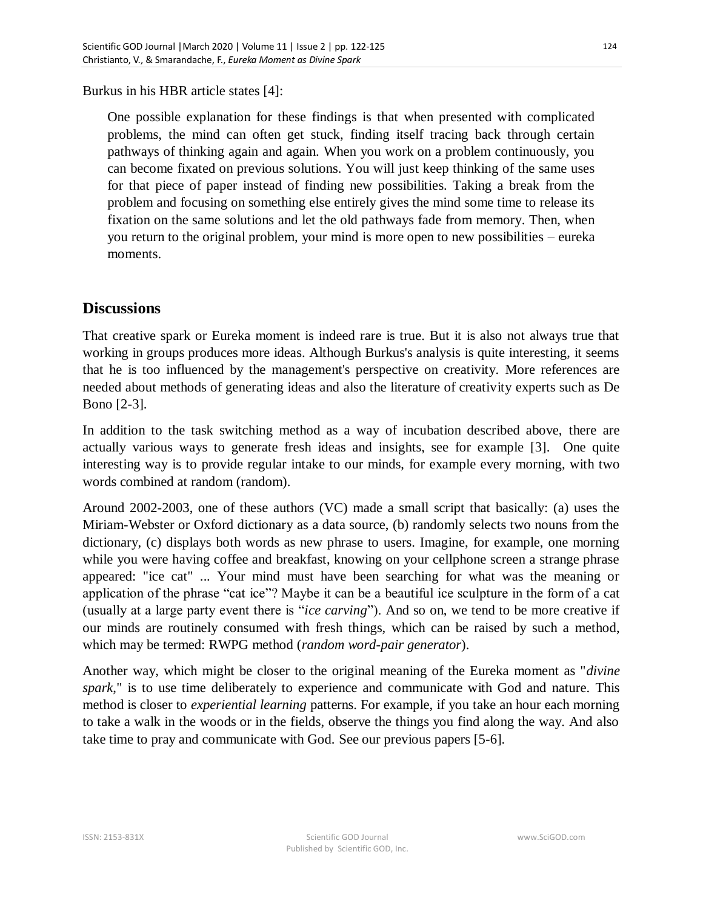Burkus in his HBR article states [4]:

> One possible explanation for these findings is that when presented with complicated problems, the mind can often get stuck, finding itself tracing back through certain pathways of thinking again and again. When you work on a problem continuously, you can become fixated on previous solutions. You will just keep thinking of the same uses for that piece of paper instead of finding new possibilities. Taking a break from the problem and focusing on something else entirely gives the mind some time to release its fixation on the same solutions and let the old pathways fade from memory. Then, when you return to the original problem, your mind is more open to new possibilities – eureka moments.

## Discussions

That creative spark or Eureka moment is indeed rare is true. But it is also not always true that working in groups produces more ideas. Although Burkus's analysis is quite interesting, it seems that he is too influenced by the management's perspective on creativity. More references are needed about methods of generating ideas and also the literature of creativity experts such as De Bono [2-3].

In addition to the task switching method as a way of incubation described above, there are actually various ways to generate fresh ideas and insights, see for example [3]. One quite interesting way is to provide regular intake to our minds, for example every morning, with two words combined at random (random).

Around 2002-2003, one of these authors (VC) made a small script that basically: (a) uses the Miriam-Webster or Oxford dictionary as a data source, (b) randomly selects two nouns from the dictionary, (c) displays both words as new phrase to users. Imagine, for example, one morning while you were having coffee and breakfast, knowing on your cellphone screen a strange phrase appeared: "ice cat" ... Your mind must have been searching for what was the meaning or application of the phrase "cat ice"? Maybe it can be a beautiful ice sculpture in the form of a cat (usually at a large party event there is "*ice carving*"). And so on, we tend to be more creative if our minds are routinely consumed with fresh things, which can be raised by such a method, which may be termed: RWPG method (*random word-pair generator*).

Another way, which might be closer to the original meaning of the Eureka moment as "*divine spark*," is to use time deliberately to experience and communicate with God and nature. This method is closer to *experiential learning* patterns. For example, if you take an hour each morning to take a walk in the woods or in the fields, observe the things you find along the way. And also take time to pray and communicate with God. See our previous papers [5-6].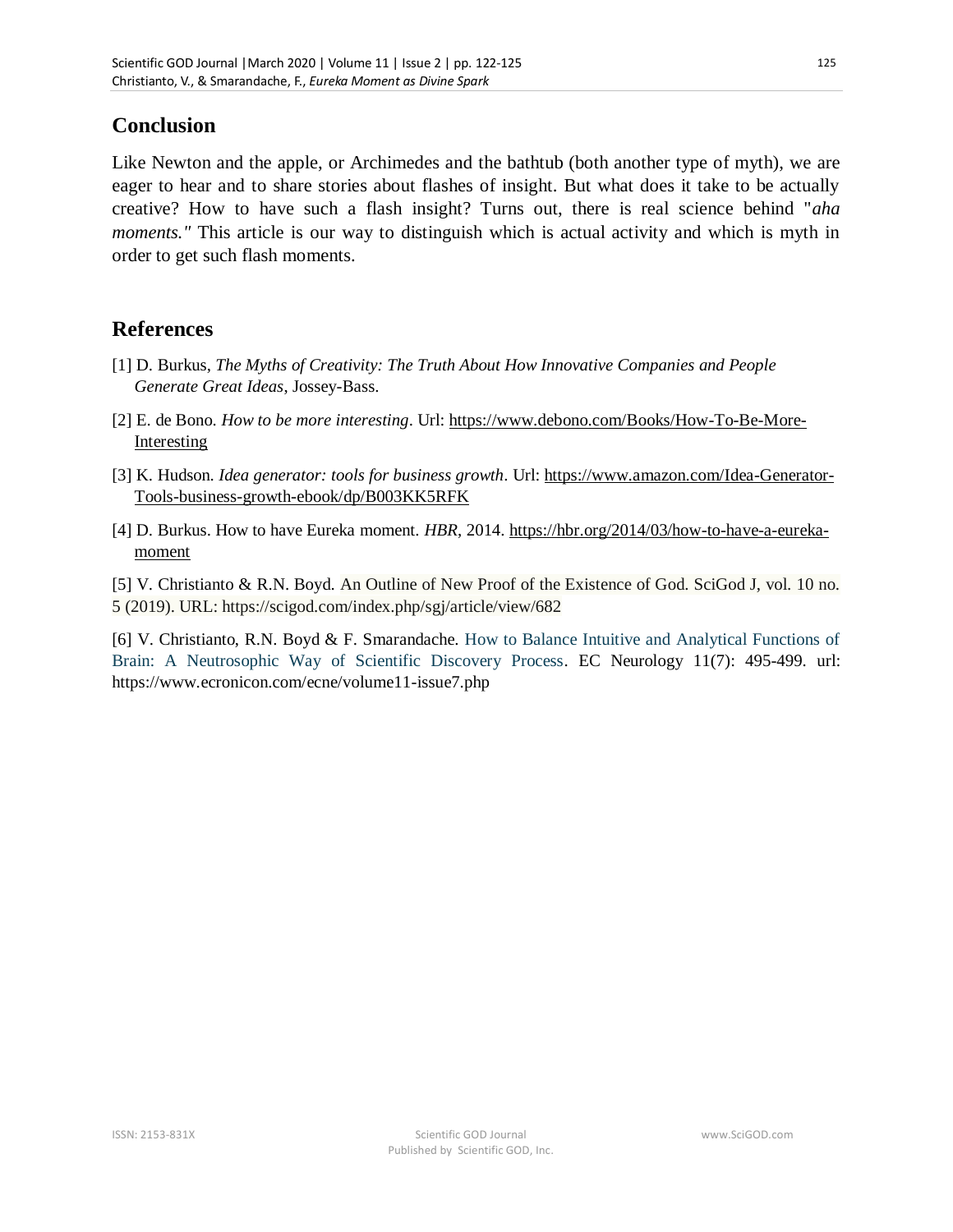## Conclusion

Like Newton and the apple, or Archimedes and the bathtub (both another type of myth), we are eager to hear and to share stories about flashes of insight. But what does it take to be actually creative? How to have such a flash insight? Turns out, there is real science behind "*aha moments."* This article is our way to distinguish which is actual activity and which is myth in order to get such flash moments.

## References

[1] D. Burkus, *The Myths of Creativity: The Truth About How Innovative Companies and People Generate Great Ideas*, Jossey-Bass.

[2] E. de Bono. *How to be more interesting*. Url: https://www.debono.com/Books/How-To-Be-More-Interesting

[3] K. Hudson. *Idea generator: tools for business growth*. Url: https://www.amazon.com/Idea-Generator-Tools-business-growth-ebook/dp/B003KK5RFK

[4] D. Burkus. How to have Eureka moment. *HBR*, 2014. https://hbr.org/2014/03/how-to-have-a-eureka-moment

[5] V. Christianto & R.N. Boyd. An Outline of New Proof of the Existence of God. SciGod J, vol. 10 no. 5 (2019). URL: https://scigod.com/index.php/sgj/article/view/682

[6] V. Christianto, R.N. Boyd & F. Smarandache. How to Balance Intuitive and Analytical Functions of Brain: A Neutrosophic Way of Scientific Discovery Process. EC Neurology 11(7): 495-499. url: https://www.ecronicon.com/ecne/volume11-issue7.php